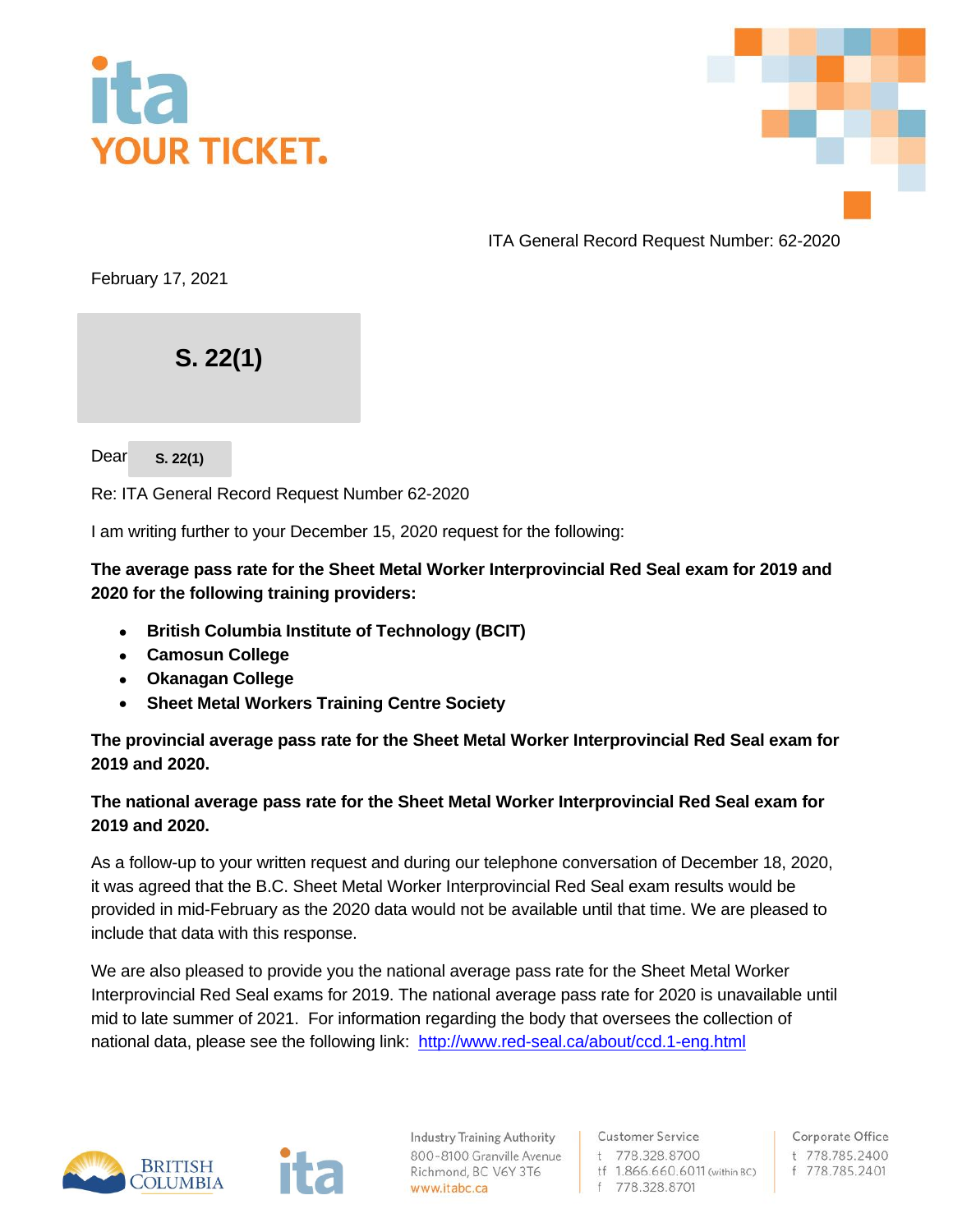ITA General Record Request Number: 62-2020

February 17, 2021

**S. 22(1)**

Dear **S. 22(1)**

Re: ITA General Record Request Number 62-2020

I am writing further to your December 15, 2020 request for the following:

**The average pass rate for the Sheet Metal Worker Interprovincial Red Seal exam for 2019 and 2020 for the following training providers:**

- **British Columbia Institute of Technology (BCIT)**
- **Camosun College**
- **Okanagan College**
- **Sheet Metal Workers Training Centre Society**

**The provincial average pass rate for the Sheet Metal Worker Interprovincial Red Seal exam for 2019 and 2020.**

**The national average pass rate for the Sheet Metal Worker Interprovincial Red Seal exam for 2019 and 2020.**

As a follow-up to your written request and during our telephone conversation of December 18, 2020, it was agreed that the B.C. Sheet Metal Worker Interprovincial Red Seal exam results would be provided in mid-February as the 2020 data would not be available until that time. We are pleased to include that data with this response.

We are also pleased to provide you the national average pass rate for the Sheet Metal Worker Interprovincial Red Seal exams for 2019. The national average pass rate for 2020 is unavailable until mid to late summer of 2021. For information regarding the body that oversees the collection of national data, please see the following link: [http://www.red-seal.ca/about/ccd.1-eng.html](http://www.red-seal.ca/about/ccd.1-eng.html)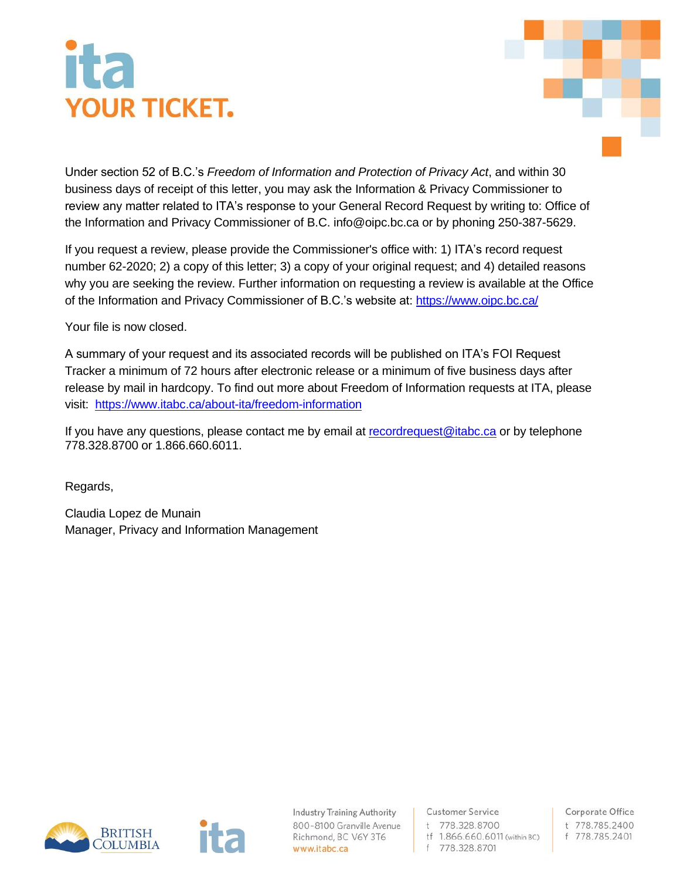Under section 52 of B.C.'s *Freedom of Information and Protection of Privacy Act*, and within 30 business days of receipt of this letter, you may ask the Information & Privacy Commissioner to review any matter related to ITA's response to your General Record Request by writing to: Office of the Information and Privacy Commissioner of B.C. info@oipc.bc.ca or by phoning 250-387-5629.

If you request a review, please provide the Commissioner's office with: 1) ITA's record request number 62-2020; 2) a copy of this letter; 3) a copy of your original request; and 4) detailed reasons why you are seeking the review. Further information on requesting a review is available at the Office of the Information and Privacy Commissioner of B.C.'s website at: https://www.oipc.bc.ca/

Your file is now closed.

A summary of your request and its associated records will be published on ITA's FOI Request Tracker a minimum of 72 hours after electronic release or a minimum of five business days after release by mail in hardcopy. To find out more about Freedom of Information requests at ITA, please visit: https://www.itabc.ca/about-ita/freedom-information

If you have any questions, please contact me by email at recordrequest@itabc.ca or by telephone 778.328.8700 or 1.866.660.6011.

Regards,

Claudia Lopez de Munain
Manager, Privacy and Information Management

Industry Training Authority
800-8100 Granville Avenue
Richmond, BC V6Y 3T6
www.itabc.ca

Customer Service
t 778.328.8700
tf 1.866.660.6011 (within BC)
f 778.328.8701

Corporate Office
t 778.785.2400
f 778.785.2401